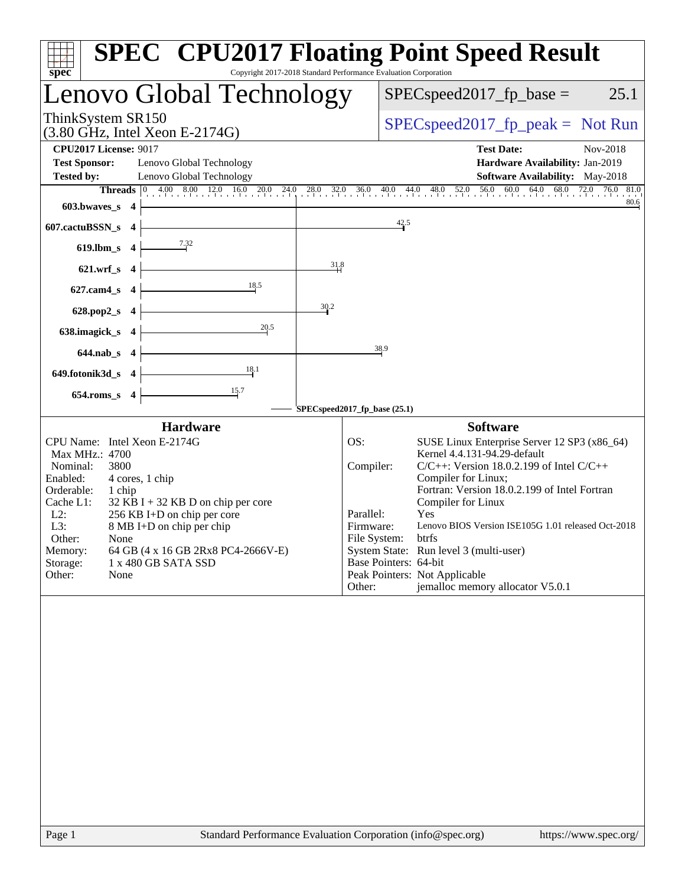# SPEC CPU2017 Floating Point Speed Result

Copyright 2017-2018 Standard Performance Evaluation Corporation

## Lenovo Global Technology

ThinkSystem SR150
(3.80 GHz, Intel Xeon E-2174G)

SPECspeed2017_fp_base = 25.1

SPECspeed2017_fp_peak = Not Run

**CPU2017 License:** 9017
**Test Sponsor:** Lenovo Global Technology
**Tested by:** Lenovo Global Technology

**Test Date:** Nov-2018
**Hardware Availability:** Jan-2019
**Software Availability:** May-2018

| Benchmark | Threads | Base |
|---|---|---|
| 603.bwaves_s | 4 | 80.6 |
| 607.cactuBSSN_s | 4 | 42.5 |
| 619.lbm_s | 4 | 7.32 |
| 621.wrf_s | 4 | 31.8 |
| 627.cam4_s | 4 | 18.5 |
| 628.pop2_s | 4 | 30.2 |
| 638.imagick_s | 4 | 20.5 |
| 644.nab_s | 4 | 38.9 |
| 649.fotonik3d_s | 4 | 18.1 |
| 654.roms_s | 4 | 15.7 |

SPECspeed2017_fp_base (25.1)

### Hardware

| | |
|---|---|
| CPU Name: | Intel Xeon E-2174G |
| Max MHz.: | 4700 |
| Nominal: | 3800 |
| Enabled: | 4 cores, 1 chip |
| Orderable: | 1 chip |
| Cache L1: | 32 KB I + 32 KB D on chip per core |
| L2: | 256 KB I+D on chip per core |
| L3: | 8 MB I+D on chip per chip |
| Other: | None |
| Memory: | 64 GB (4 x 16 GB 2Rx8 PC4-2666V-E) |
| Storage: | 1 x 480 GB SATA SSD |
| Other: | None |

### Software

| | |
|---|---|
| OS: | SUSE Linux Enterprise Server 12 SP3 (x86_64) Kernel 4.4.131-94.29-default |
| Compiler: | C/C++: Version 18.0.2.199 of Intel C/C++ Compiler for Linux; Fortran: Version 18.0.2.199 of Intel Fortran Compiler for Linux |
| Parallel: | Yes |
| Firmware: | Lenovo BIOS Version ISE105G 1.01 released Oct-2018 |
| File System: | btrfs |
| System State: | Run level 3 (multi-user) |
| Base Pointers: | 64-bit |
| Peak Pointers: | Not Applicable |
| Other: | jemalloc memory allocator V5.0.1 |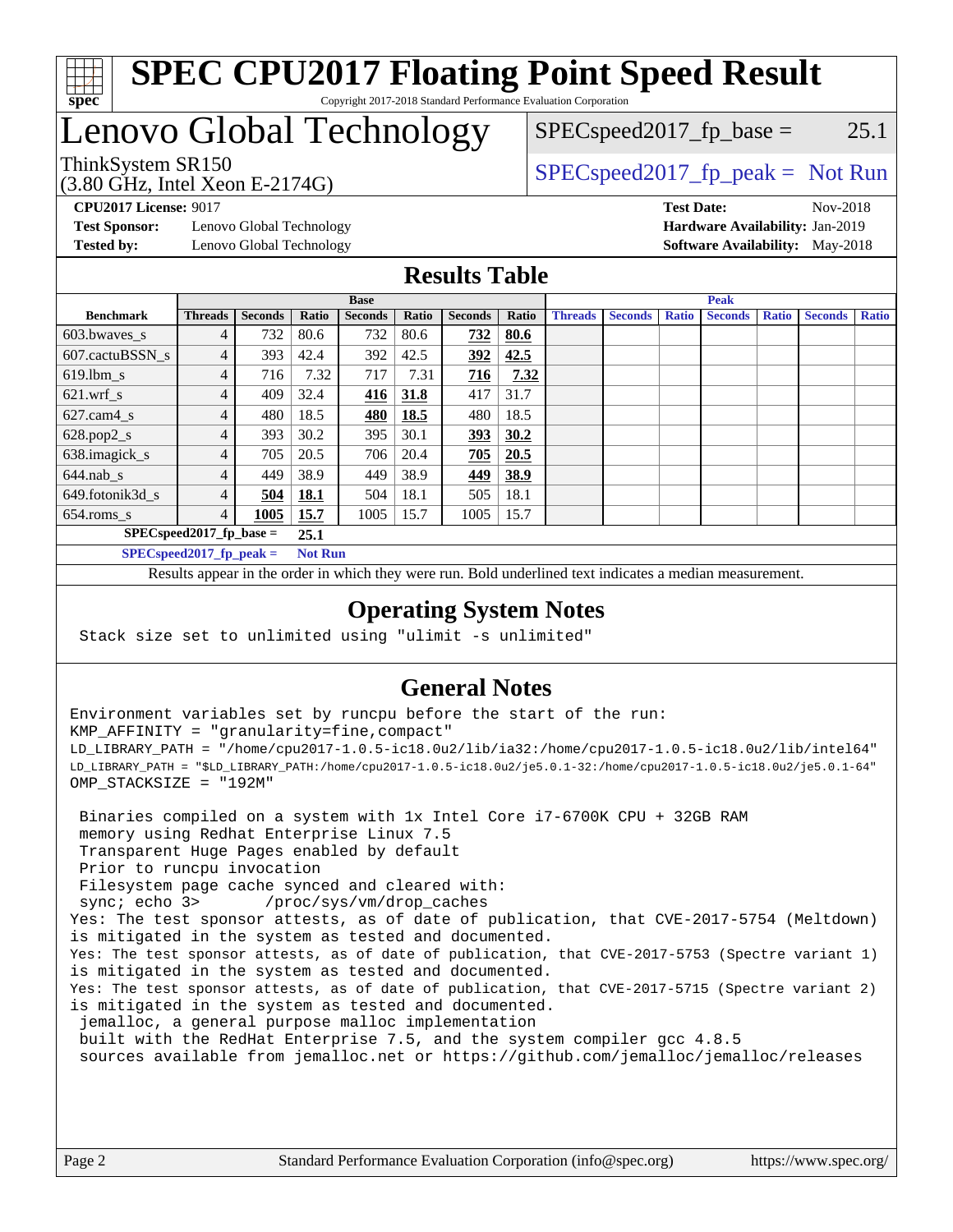# SPEC CPU2017 Floating Point Speed Result

Copyright 2017-2018 Standard Performance Evaluation Corporation

# Lenovo Global Technology

ThinkSystem SR150
(3.80 GHz, Intel Xeon E-2174G)

SPECspeed2017_fp_base = 25.1

SPECspeed2017_fp_peak = Not Run

**CPU2017 License:** 9017
**Test Sponsor:** Lenovo Global Technology
**Tested by:** Lenovo Global Technology

**Test Date:** Nov-2018
**Hardware Availability:** Jan-2019
**Software Availability:** May-2018

## Results Table

| Benchmark | Base | | | | | | | Peak | | | | | | |
|---|---|---|---|---|---|---|---|---|---|---|---|---|---|---|
| | Threads | Seconds | Ratio | Seconds | Ratio | Seconds | Ratio | Threads | Seconds | Ratio | Seconds | Ratio | Seconds | Ratio |
| 603.bwaves_s | 4 | 732 | 80.6 | 732 | 80.6 | **732** | **80.6** | | | | | | | |
| 607.cactuBSSN_s | 4 | 393 | 42.4 | 392 | 42.5 | **392** | **42.5** | | | | | | | |
| 619.lbm_s | 4 | 716 | 7.32 | 717 | 7.31 | **716** | **7.32** | | | | | | | |
| 621.wrf_s | 4 | 409 | 32.4 | **416** | **31.8** | 417 | 31.7 | | | | | | | |
| 627.cam4_s | 4 | 480 | 18.5 | **480** | **18.5** | 480 | 18.5 | | | | | | | |
| 628.pop2_s | 4 | 393 | 30.2 | 395 | 30.1 | **393** | **30.2** | | | | | | | |
| 638.imagick_s | 4 | 705 | 20.5 | 706 | 20.4 | **705** | **20.5** | | | | | | | |
| 644.nab_s | 4 | 449 | 38.9 | 449 | 38.9 | **449** | **38.9** | | | | | | | |
| 649.fotonik3d_s | 4 | **504** | **18.1** | 504 | 18.1 | 505 | 18.1 | | | | | | | |
| 654.roms_s | 4 | **1005** | **15.7** | 1005 | 15.7 | 1005 | 15.7 | | | | | | | |

**SPECspeed2017_fp_base = 25.1**

**SPECspeed2017_fp_peak = Not Run**

Results appear in the order in which they were run. Bold underlined text indicates a median measurement.

## Operating System Notes

```
Stack size set to unlimited using "ulimit -s unlimited"
```

## General Notes

```
Environment variables set by runcpu before the start of the run:
KMP_AFFINITY = "granularity=fine,compact"
LD_LIBRARY_PATH = "/home/cpu2017-1.0.5-ic18.0u2/lib/ia32:/home/cpu2017-1.0.5-ic18.0u2/lib/intel64"
LD_LIBRARY_PATH = "$LD_LIBRARY_PATH:/home/cpu2017-1.0.5-ic18.0u2/je5.0.1-32:/home/cpu2017-1.0.5-ic18.0u2/je5.0.1-64"
OMP_STACKSIZE = "192M"

 Binaries compiled on a system with 1x Intel Core i7-6700K CPU + 32GB RAM
 memory using Redhat Enterprise Linux 7.5
 Transparent Huge Pages enabled by default
 Prior to runcpu invocation
 Filesystem page cache synced and cleared with:
 sync; echo 3>       /proc/sys/vm/drop_caches
Yes: The test sponsor attests, as of date of publication, that CVE-2017-5754 (Meltdown)
is mitigated in the system as tested and documented.
Yes: The test sponsor attests, as of date of publication, that CVE-2017-5753 (Spectre variant 1)
is mitigated in the system as tested and documented.
Yes: The test sponsor attests, as of date of publication, that CVE-2017-5715 (Spectre variant 2)
is mitigated in the system as tested and documented.
 jemalloc, a general purpose malloc implementation
 built with the RedHat Enterprise 7.5, and the system compiler gcc 4.8.5
 sources available from jemalloc.net or https://github.com/jemalloc/jemalloc/releases
```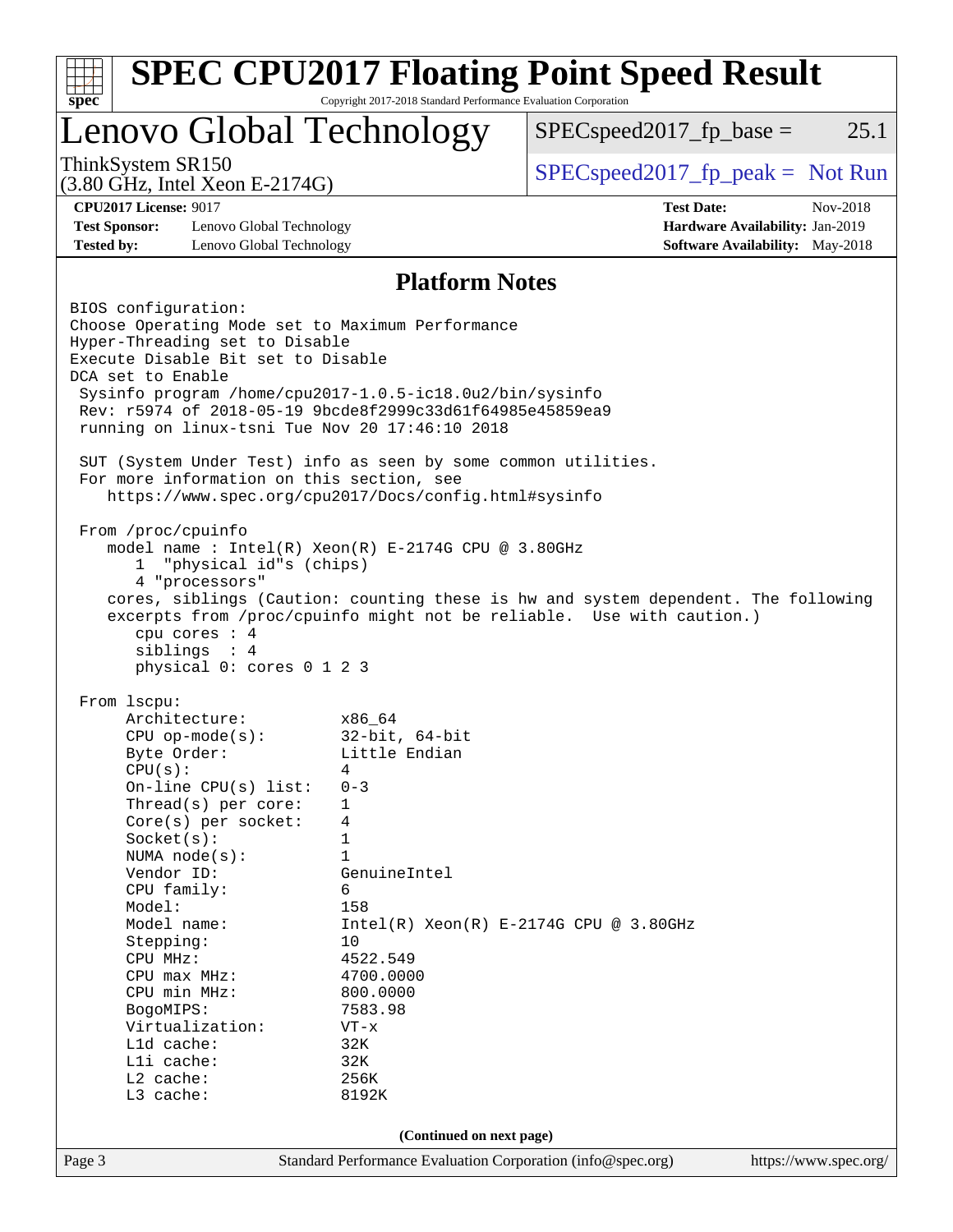# SPEC CPU2017 Floating Point Speed Result

Copyright 2017-2018 Standard Performance Evaluation Corporation

## Lenovo Global Technology

ThinkSystem SR150
(3.80 GHz, Intel Xeon E-2174G)

SPECspeed2017_fp_base = 25.1

SPECspeed2017_fp_peak = Not Run

**CPU2017 License:** 9017
**Test Sponsor:** Lenovo Global Technology
**Tested by:** Lenovo Global Technology

**Test Date:** Nov-2018
**Hardware Availability:** Jan-2019
**Software Availability:** May-2018

## Platform Notes

```
BIOS configuration:
Choose Operating Mode set to Maximum Performance
Hyper-Threading set to Disable
Execute Disable Bit set to Disable
DCA set to Enable
 Sysinfo program /home/cpu2017-1.0.5-ic18.0u2/bin/sysinfo
 Rev: r5974 of 2018-05-19 9bcde8f2999c33d61f64985e45859ea9
 running on linux-tsni Tue Nov 20 17:46:10 2018

 SUT (System Under Test) info as seen by some common utilities.
 For more information on this section, see
    https://www.spec.org/cpu2017/Docs/config.html#sysinfo

 From /proc/cpuinfo
    model name : Intel(R) Xeon(R) E-2174G CPU @ 3.80GHz
       1  "physical id"s (chips)
       4 "processors"
    cores, siblings (Caution: counting these is hw and system dependent. The following
    excerpts from /proc/cpuinfo might not be reliable.  Use with caution.)
       cpu cores : 4
       siblings  : 4
       physical 0: cores 0 1 2 3

 From lscpu:
      Architecture:          x86_64
      CPU op-mode(s):        32-bit, 64-bit
      Byte Order:            Little Endian
      CPU(s):                4
      On-line CPU(s) list:   0-3
      Thread(s) per core:    1
      Core(s) per socket:    4
      Socket(s):             1
      NUMA node(s):          1
      Vendor ID:             GenuineIntel
      CPU family:            6
      Model:                 158
      Model name:            Intel(R) Xeon(R) E-2174G CPU @ 3.80GHz
      Stepping:              10
      CPU MHz:               4522.549
      CPU max MHz:           4700.0000
      CPU min MHz:           800.0000
      BogoMIPS:              7583.98
      Virtualization:        VT-x
      L1d cache:             32K
      L1i cache:             32K
      L2 cache:              256K
      L3 cache:              8192K
```

**(Continued on next page)**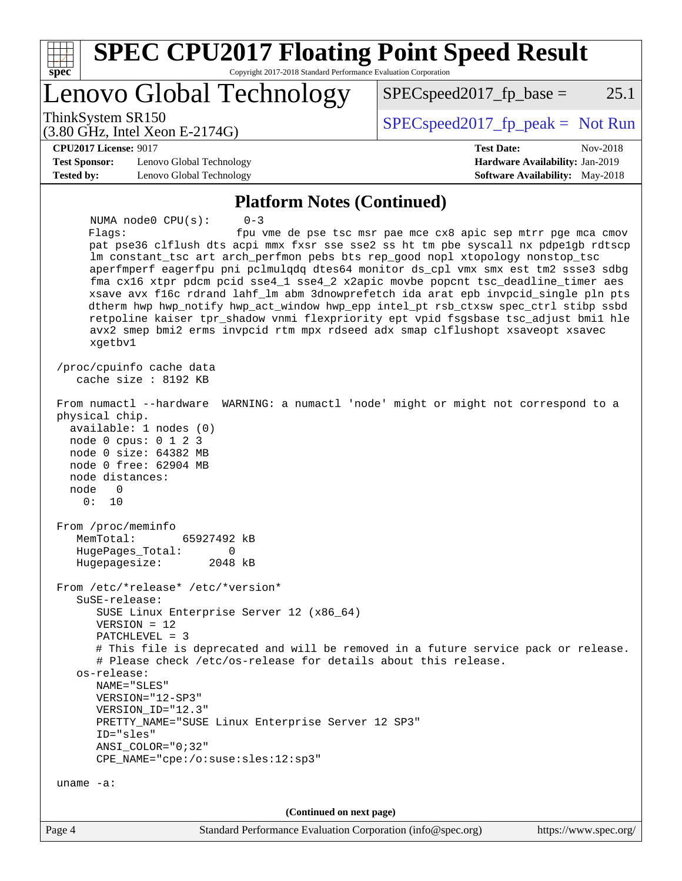## Platform Notes (Continued)

```
     NUMA node0 CPU(s):     0-3
     Flags:                 fpu vme de pse tsc msr pae mce cx8 apic sep mtrr pge mca cmov
     pat pse36 clflush dts acpi mmx fxsr sse sse2 ss ht tm pbe syscall nx pdpe1gb rdtscp
     lm constant_tsc art arch_perfmon pebs bts rep_good nopl xtopology nonstop_tsc
     aperfmperf eagerfpu pni pclmulqdq dtes64 monitor ds_cpl vmx smx est tm2 ssse3 sdbg
     fma cx16 xtpr pdcm pcid sse4_1 sse4_2 x2apic movbe popcnt tsc_deadline_timer aes
     xsave avx f16c rdrand lahf_lm abm 3dnowprefetch ida arat epb invpcid_single pln pts
     dtherm hwp hwp_notify hwp_act_window hwp_epp intel_pt rsb_ctxsw spec_ctrl stibp ssbd
     retpoline kaiser tpr_shadow vnmi flexpriority ept vpid fsgsbase tsc_adjust bmi1 hle
     avx2 smep bmi2 erms invpcid rtm mpx rdseed adx smap clflushopt xsaveopt xsavec
     xgetbv1

/proc/cpuinfo cache data
   cache size : 8192 KB

From numactl --hardware  WARNING: a numactl 'node' might or might not correspond to a
physical chip.
  available: 1 nodes (0)
  node 0 cpus: 0 1 2 3
  node 0 size: 64382 MB
  node 0 free: 62904 MB
  node distances:
  node   0
    0:  10

From /proc/meminfo
   MemTotal:       65927492 kB
   HugePages_Total:       0
   Hugepagesize:       2048 kB

From /etc/*release* /etc/*version*
   SuSE-release:
      SUSE Linux Enterprise Server 12 (x86_64)
      VERSION = 12
      PATCHLEVEL = 3
      # This file is deprecated and will be removed in a future service pack or release.
      # Please check /etc/os-release for details about this release.
   os-release:
      NAME="SLES"
      VERSION="12-SP3"
      VERSION_ID="12.3"
      PRETTY_NAME="SUSE Linux Enterprise Server 12 SP3"
      ID="sles"
      ANSI_COLOR="0;32"
      CPE_NAME="cpe:/o:suse:sles:12:sp3"

uname -a:
```

(Continued on next page)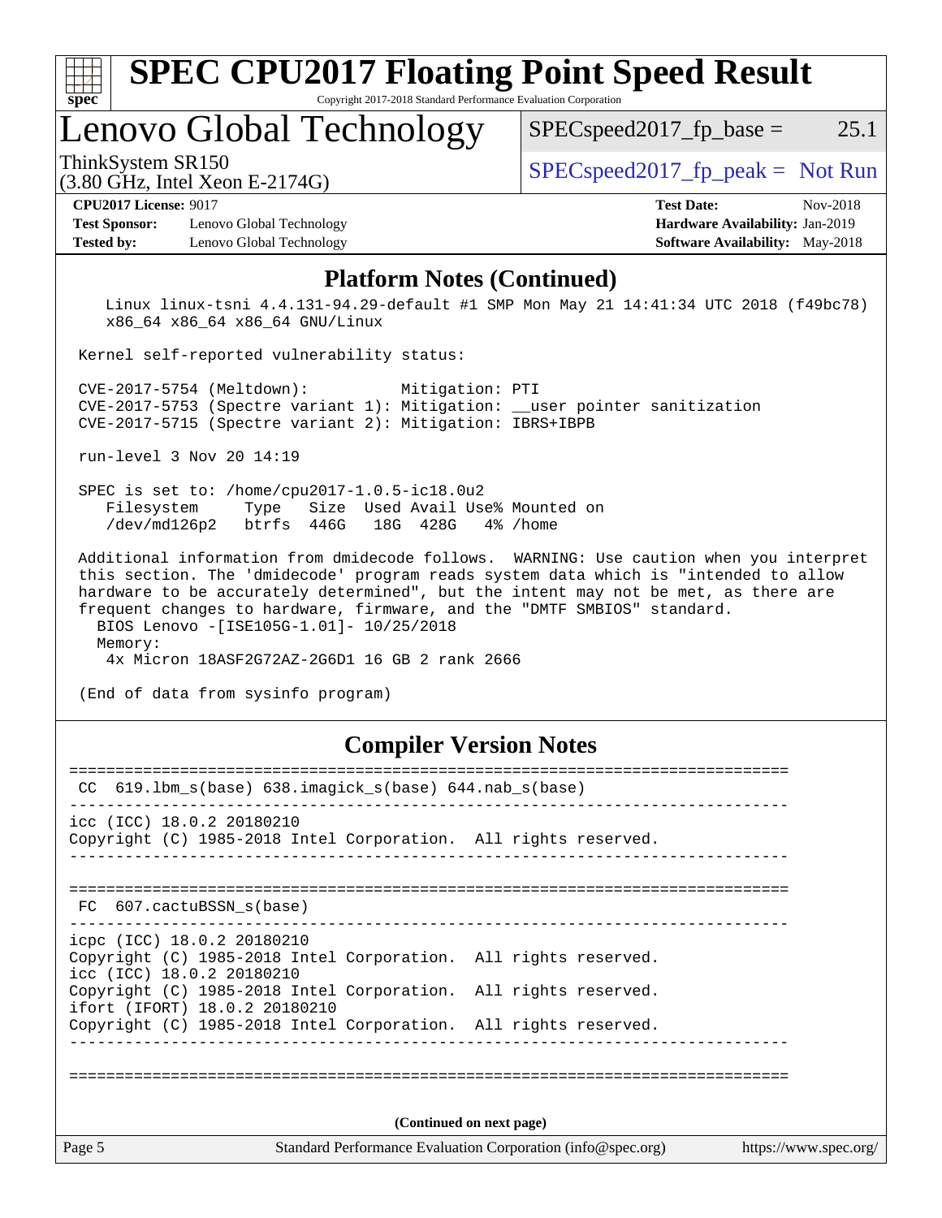## Platform Notes (Continued)

```
    Linux linux-tsni 4.4.131-94.29-default #1 SMP Mon May 21 14:41:34 UTC 2018 (f49bc78)
    x86_64 x86_64 x86_64 GNU/Linux

 Kernel self-reported vulnerability status:

 CVE-2017-5754 (Meltdown):          Mitigation: PTI
 CVE-2017-5753 (Spectre variant 1): Mitigation: __user pointer sanitization
 CVE-2017-5715 (Spectre variant 2): Mitigation: IBRS+IBPB

 run-level 3 Nov 20 14:19

 SPEC is set to: /home/cpu2017-1.0.5-ic18.0u2
    Filesystem     Type   Size  Used Avail Use% Mounted on
    /dev/md126p2   btrfs  446G   18G  428G   4% /home

 Additional information from dmidecode follows.  WARNING: Use caution when you interpret
 this section. The 'dmidecode' program reads system data which is "intended to allow
 hardware to be accurately determined", but the intent may not be met, as there are
 frequent changes to hardware, firmware, and the "DMTF SMBIOS" standard.
   BIOS Lenovo -[ISE105G-1.01]- 10/25/2018
   Memory:
    4x Micron 18ASF2G72AZ-2G6D1 16 GB 2 rank 2666

 (End of data from sysinfo program)
```

## Compiler Version Notes

```
==============================================================================
 CC  619.lbm_s(base) 638.imagick_s(base) 644.nab_s(base)
------------------------------------------------------------------------------
icc (ICC) 18.0.2 20180210
Copyright (C) 1985-2018 Intel Corporation.  All rights reserved.
------------------------------------------------------------------------------

==============================================================================
 FC  607.cactuBSSN_s(base)
------------------------------------------------------------------------------
icpc (ICC) 18.0.2 20180210
Copyright (C) 1985-2018 Intel Corporation.  All rights reserved.
icc (ICC) 18.0.2 20180210
Copyright (C) 1985-2018 Intel Corporation.  All rights reserved.
ifort (IFORT) 18.0.2 20180210
Copyright (C) 1985-2018 Intel Corporation.  All rights reserved.
------------------------------------------------------------------------------

==============================================================================
```

(Continued on next page)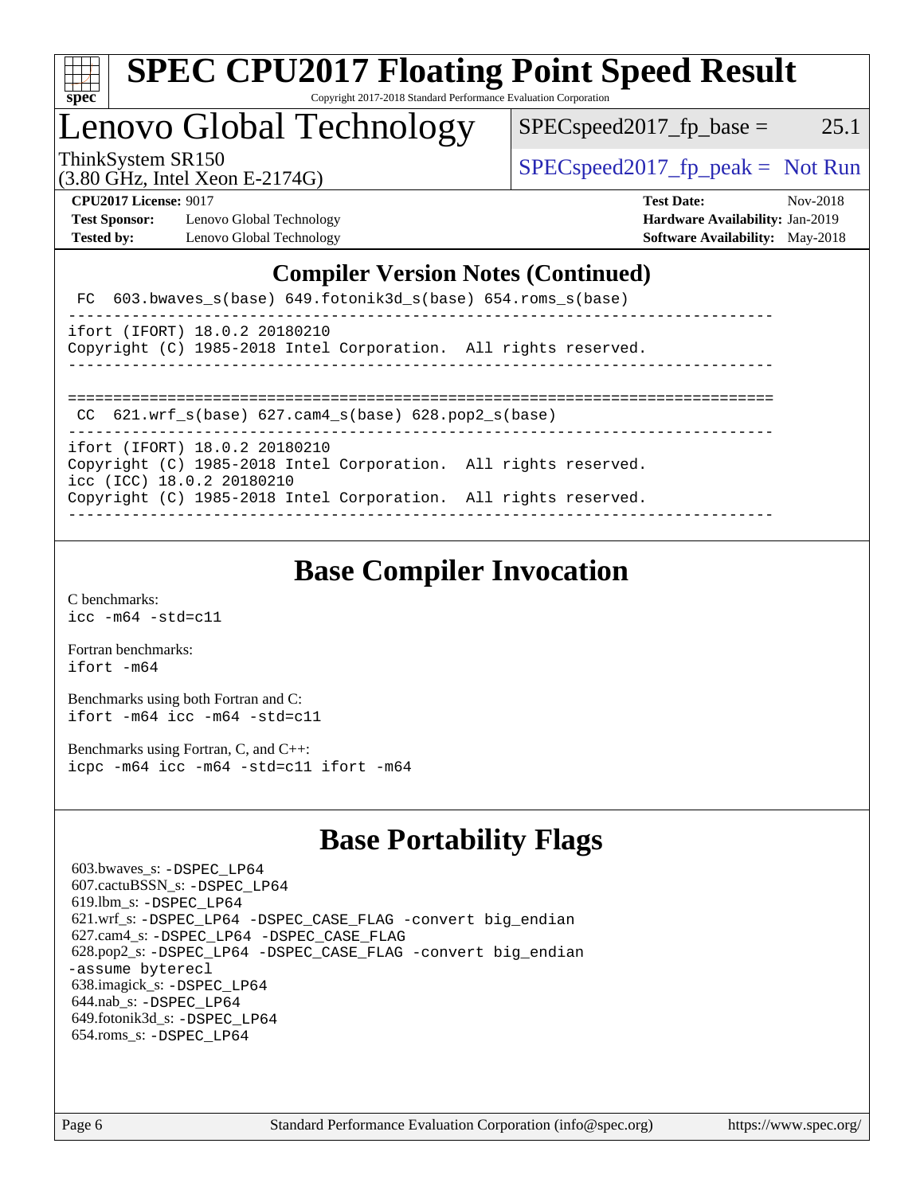# SPEC CPU2017 Floating Point Speed Result

Copyright 2017-2018 Standard Performance Evaluation Corporation

## Lenovo Global Technology

ThinkSystem SR150
(3.80 GHz, Intel Xeon E-2174G)

SPECspeed2017_fp_base = 25.1

SPECspeed2017_fp_peak = Not Run

**CPU2017 License:** 9017
**Test Sponsor:** Lenovo Global Technology
**Tested by:** Lenovo Global Technology

**Test Date:** Nov-2018
**Hardware Availability:** Jan-2019
**Software Availability:** May-2018

## Compiler Version Notes (Continued)

```
 FC  603.bwaves_s(base) 649.fotonik3d_s(base) 654.roms_s(base)
------------------------------------------------------------------------------
ifort (IFORT) 18.0.2 20180210
Copyright (C) 1985-2018 Intel Corporation.  All rights reserved.
------------------------------------------------------------------------------

==============================================================================
 CC  621.wrf_s(base) 627.cam4_s(base) 628.pop2_s(base)
------------------------------------------------------------------------------
ifort (IFORT) 18.0.2 20180210
Copyright (C) 1985-2018 Intel Corporation.  All rights reserved.
icc (ICC) 18.0.2 20180210
Copyright (C) 1985-2018 Intel Corporation.  All rights reserved.
------------------------------------------------------------------------------
```

## Base Compiler Invocation

C benchmarks:
`icc -m64 -std=c11`

Fortran benchmarks:
`ifort -m64`

Benchmarks using both Fortran and C:
`ifort -m64 icc -m64 -std=c11`

Benchmarks using Fortran, C, and C++:
`icpc -m64 icc -m64 -std=c11 ifort -m64`

## Base Portability Flags

603.bwaves_s: `-DSPEC_LP64`
607.cactuBSSN_s: `-DSPEC_LP64`
619.lbm_s: `-DSPEC_LP64`
621.wrf_s: `-DSPEC_LP64 -DSPEC_CASE_FLAG -convert big_endian`
627.cam4_s: `-DSPEC_LP64 -DSPEC_CASE_FLAG`
628.pop2_s: `-DSPEC_LP64 -DSPEC_CASE_FLAG -convert big_endian -assume byterecl`
638.imagick_s: `-DSPEC_LP64`
644.nab_s: `-DSPEC_LP64`
649.fotonik3d_s: `-DSPEC_LP64`
654.roms_s: `-DSPEC_LP64`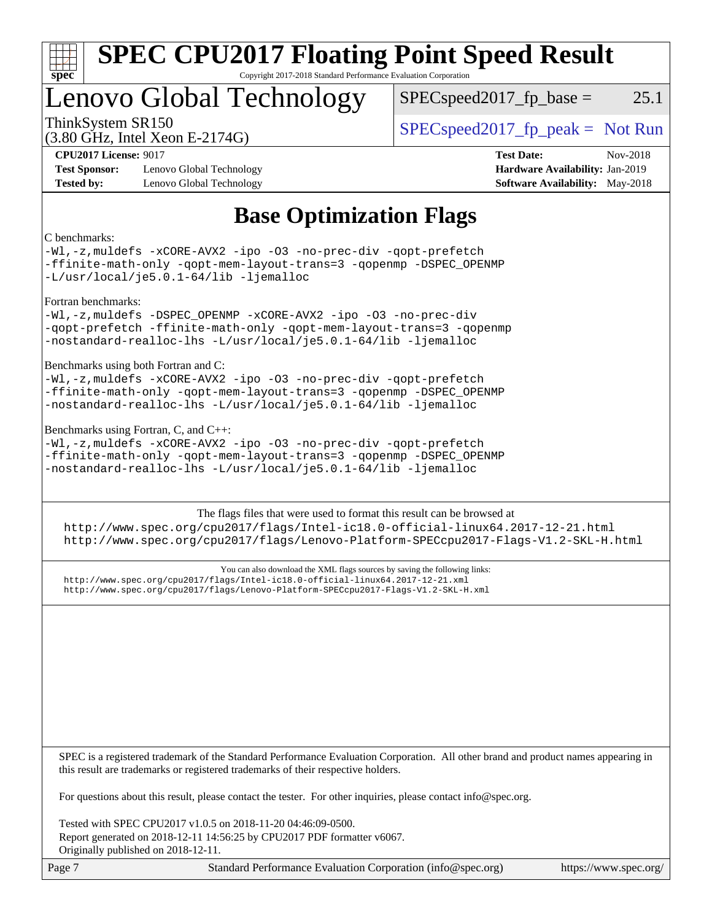# SPEC CPU2017 Floating Point Speed Result

Copyright 2017-2018 Standard Performance Evaluation Corporation

## Lenovo Global Technology

ThinkSystem SR150
(3.80 GHz, Intel Xeon E-2174G)

SPECspeed2017_fp_base = 25.1

SPECspeed2017_fp_peak = Not Run

**CPU2017 License:** 9017
**Test Sponsor:** Lenovo Global Technology
**Tested by:** Lenovo Global Technology

**Test Date:** Nov-2018
**Hardware Availability:** Jan-2019
**Software Availability:** May-2018

## Base Optimization Flags

C benchmarks:

```
-Wl,-z,muldefs -xCORE-AVX2 -ipo -O3 -no-prec-div -qopt-prefetch
-ffinite-math-only -qopt-mem-layout-trans=3 -qopenmp -DSPEC_OPENMP
-L/usr/local/je5.0.1-64/lib -ljemalloc
```

Fortran benchmarks:

```
-Wl,-z,muldefs -DSPEC_OPENMP -xCORE-AVX2 -ipo -O3 -no-prec-div
-qopt-prefetch -ffinite-math-only -qopt-mem-layout-trans=3 -qopenmp
-nostandard-realloc-lhs -L/usr/local/je5.0.1-64/lib -ljemalloc
```

Benchmarks using both Fortran and C:

```
-Wl,-z,muldefs -xCORE-AVX2 -ipo -O3 -no-prec-div -qopt-prefetch
-ffinite-math-only -qopt-mem-layout-trans=3 -qopenmp -DSPEC_OPENMP
-nostandard-realloc-lhs -L/usr/local/je5.0.1-64/lib -ljemalloc
```

Benchmarks using Fortran, C, and C++:

```
-Wl,-z,muldefs -xCORE-AVX2 -ipo -O3 -no-prec-div -qopt-prefetch
-ffinite-math-only -qopt-mem-layout-trans=3 -qopenmp -DSPEC_OPENMP
-nostandard-realloc-lhs -L/usr/local/je5.0.1-64/lib -ljemalloc
```

The flags files that were used to format this result can be browsed at
http://www.spec.org/cpu2017/flags/Intel-ic18.0-official-linux64.2017-12-21.html
http://www.spec.org/cpu2017/flags/Lenovo-Platform-SPECcpu2017-Flags-V1.2-SKL-H.html

You can also download the XML flags sources by saving the following links:
http://www.spec.org/cpu2017/flags/Intel-ic18.0-official-linux64.2017-12-21.xml
http://www.spec.org/cpu2017/flags/Lenovo-Platform-SPECcpu2017-Flags-V1.2-SKL-H.xml

SPEC is a registered trademark of the Standard Performance Evaluation Corporation. All other brand and product names appearing in this result are trademarks or registered trademarks of their respective holders.

For questions about this result, please contact the tester. For other inquiries, please contact info@spec.org.

Tested with SPEC CPU2017 v1.0.5 on 2018-11-20 04:46:09-0500.
Report generated on 2018-12-11 14:56:25 by CPU2017 PDF formatter v6067.
Originally published on 2018-12-11.